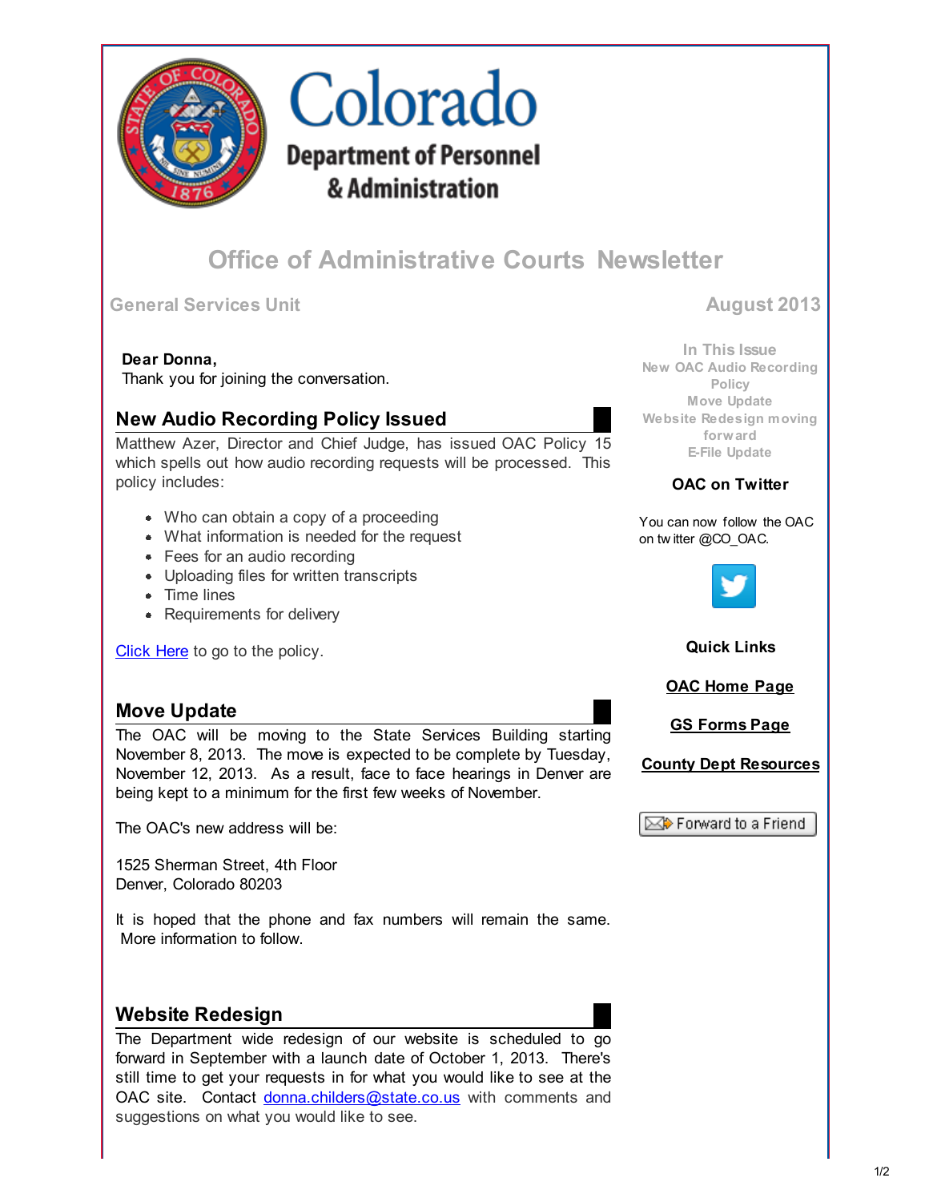# Colorado

## Department of Personnel & Administration

# Office of Administrative Courts Newsletter

General Services Unit

August 2013

**Dear Donna,**
Thank you for joining the conversation.

## New Audio Recording Policy Issued

Matthew Azer, Director and Chief Judge, has issued OAC Policy 15 which spells out how audio recording requests will be processed. This policy includes:

- Who can obtain a copy of a proceeding
- What information is needed for the request
- Fees for an audio recording
- Uploading files for written transcripts
- Time lines
- Requirements for delivery

Click Here to go to the policy.

## Move Update

The OAC will be moving to the State Services Building starting November 8, 2013. The move is expected to be complete by Tuesday, November 12, 2013. As a result, face to face hearings in Denver are being kept to a minimum for the first few weeks of November.

The OAC's new address will be:

1525 Sherman Street, 4th Floor
Denver, Colorado 80203

It is hoped that the phone and fax numbers will remain the same. More information to follow.

## Website Redesign

The Department wide redesign of our website is scheduled to go forward in September with a launch date of October 1, 2013. There's still time to get your requests in for what you would like to see at the OAC site. Contact donna.childers@state.co.us with comments and suggestions on what you would like to see.

---

**In This Issue**

- New OAC Audio Recording Policy
- Move Update
- Website Redesign moving forward
- E-File Update

**OAC on Twitter**

You can now follow the OAC on twitter @CO_OAC.

**Quick Links**

- **OAC Home Page**
- **GS Forms Page**
- **County Dept Resources**

Forward to a Friend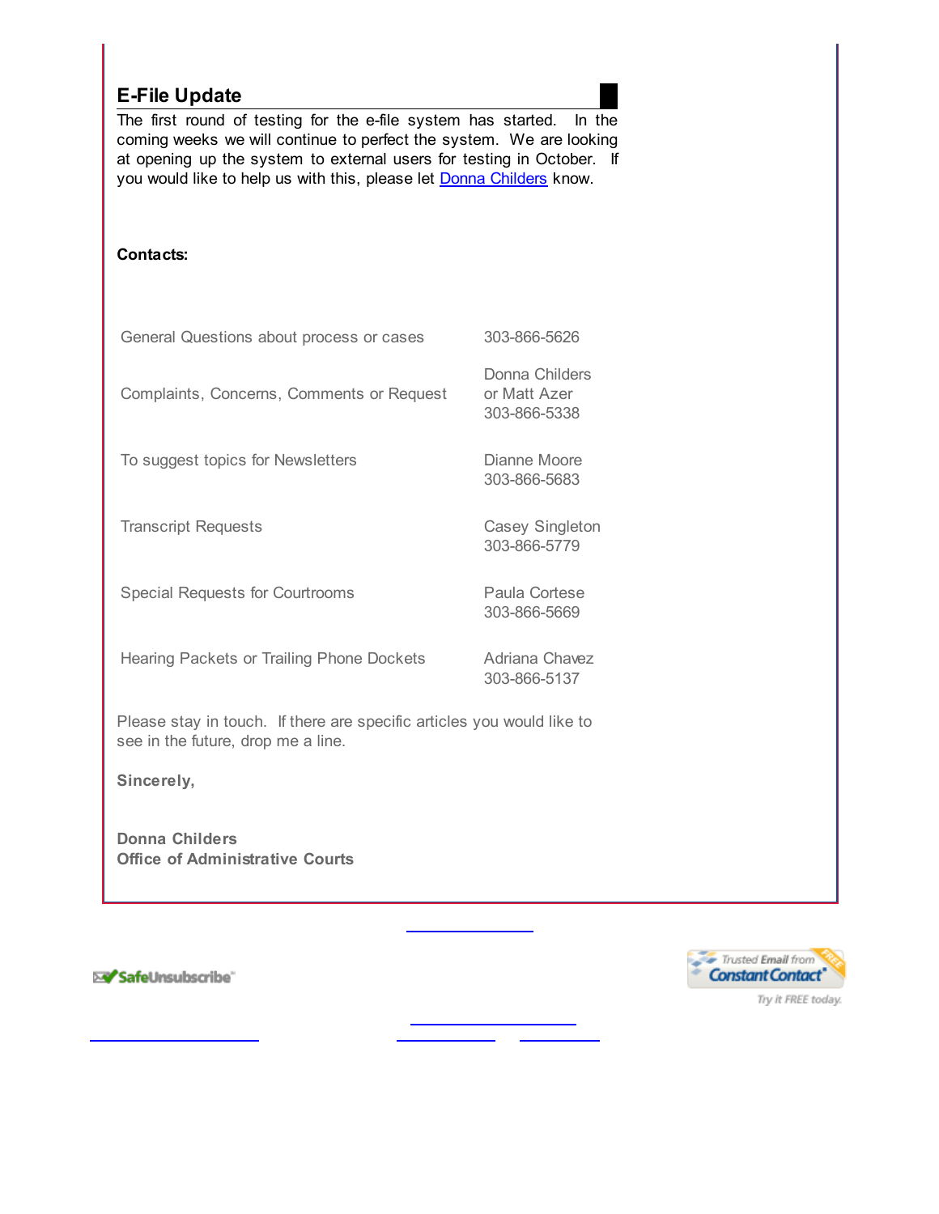## E-File Update

The first round of testing for the e-file system has started. In the coming weeks we will continue to perfect the system. We are looking at opening up the system to external users for testing in October. If you would like to help us with this, please let Donna Childers know.

**Contacts:**

| | |
|---|---|
| General Questions about process or cases | 303-866-5626 |
| Complaints, Concerns, Comments or Request | Donna Childers or Matt Azer 303-866-5338 |
| To suggest topics for Newsletters | Dianne Moore 303-866-5683 |
| Transcript Requests | Casey Singleton 303-866-5779 |
| Special Requests for Courtrooms | Paula Cortese 303-866-5669 |
| Hearing Packets or Trailing Phone Dockets | Adriana Chavez 303-866-5137 |

Please stay in touch. If there are specific articles you would like to see in the future, drop me a line.

**Sincerely,**

**Donna Childers**
**Office of Administrative Courts**

SafeUnsubscribe™

Trusted Email from Constant Contact® FREE
Try it FREE today.